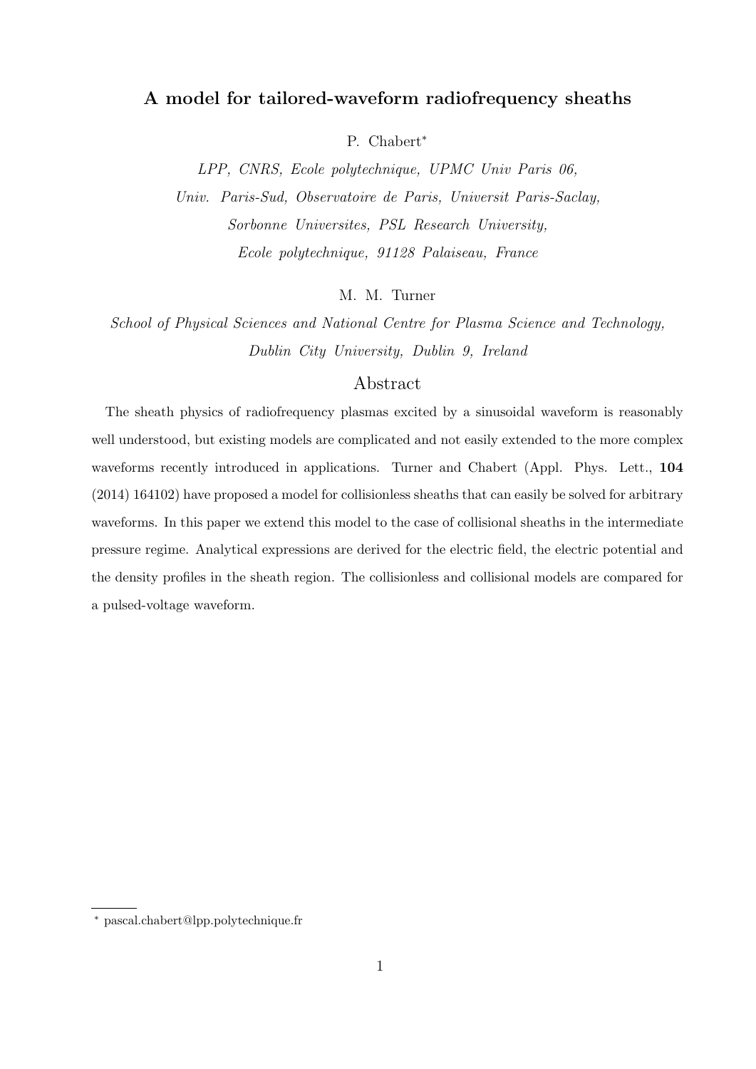# A model for tailored-waveform radiofrequency sheaths

P. Chabert*

*LPP, CNRS, Ecole polytechnique, UPMC Univ Paris 06, Univ. Paris-Sud, Observatoire de Paris, Universit Paris-Saclay, Sorbonne Universites, PSL Research University, Ecole polytechnique, 91128 Palaiseau, France*

M. M. Turner

*School of Physical Sciences and National Centre for Plasma Science and Technology, Dublin City University, Dublin 9, Ireland*

## Abstract

The sheath physics of radiofrequency plasmas excited by a sinusoidal waveform is reasonably well understood, but existing models are complicated and not easily extended to the more complex waveforms recently introduced in applications. Turner and Chabert (Appl. Phys. Lett., **104** (2014) 164102) have proposed a model for collisionless sheaths that can easily be solved for arbitrary waveforms. In this paper we extend this model to the case of collisional sheaths in the intermediate pressure regime. Analytical expressions are derived for the electric field, the electric potential and the density profiles in the sheath region. The collisionless and collisional models are compared for a pulsed-voltage waveform.

---

* pascal.chabert@lpp.polytechnique.fr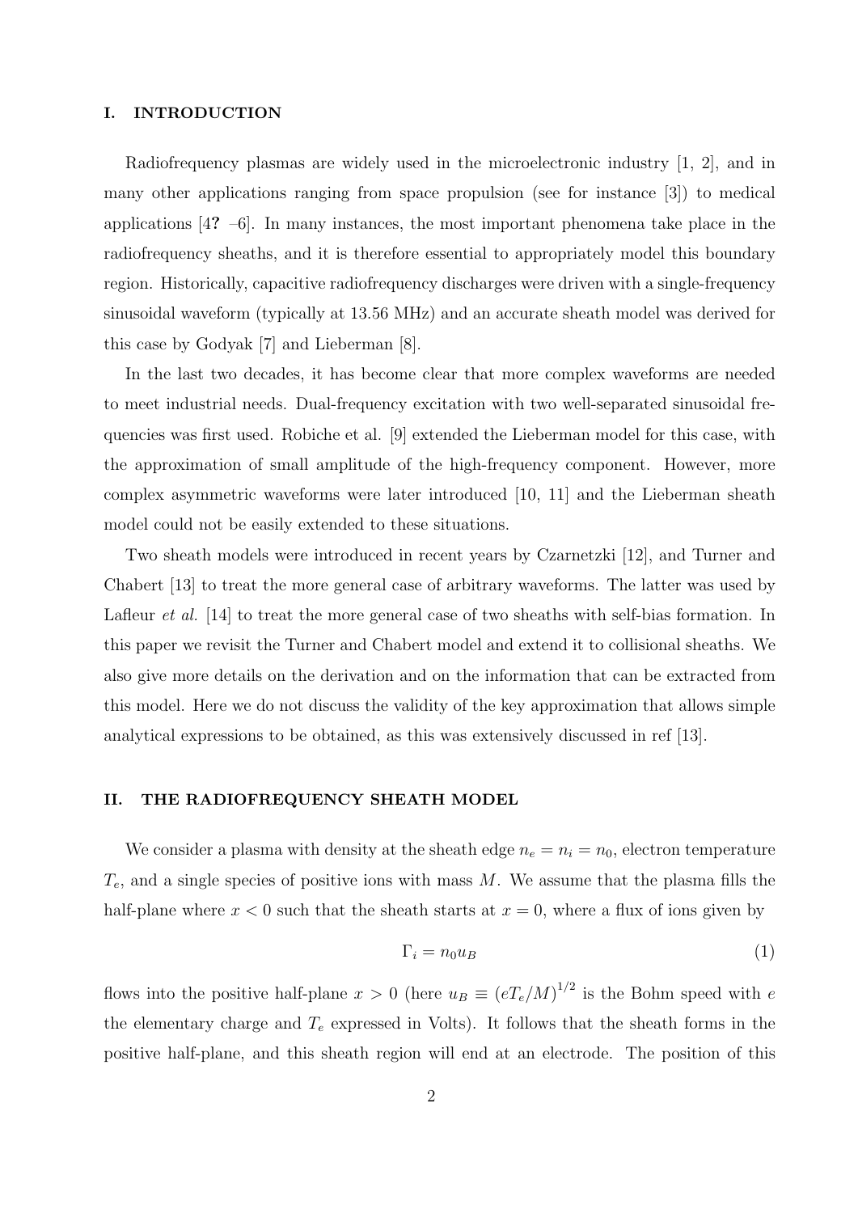## I. INTRODUCTION

Radiofrequency plasmas are widely used in the microelectronic industry [1, 2], and in many other applications ranging from space propulsion (see for instance [3]) to medical applications [4**?** –6]. In many instances, the most important phenomena take place in the radiofrequency sheaths, and it is therefore essential to appropriately model this boundary region. Historically, capacitive radiofrequency discharges were driven with a single-frequency sinusoidal waveform (typically at 13.56 MHz) and an accurate sheath model was derived for this case by Godyak [7] and Lieberman [8].

In the last two decades, it has become clear that more complex waveforms are needed to meet industrial needs. Dual-frequency excitation with two well-separated sinusoidal frequencies was first used. Robiche et al. [9] extended the Lieberman model for this case, with the approximation of small amplitude of the high-frequency component. However, more complex asymmetric waveforms were later introduced [10, 11] and the Lieberman sheath model could not be easily extended to these situations.

Two sheath models were introduced in recent years by Czarnetzki [12], and Turner and Chabert [13] to treat the more general case of arbitrary waveforms. The latter was used by Lafleur *et al.* [14] to treat the more general case of two sheaths with self-bias formation. In this paper we revisit the Turner and Chabert model and extend it to collisional sheaths. We also give more details on the derivation and on the information that can be extracted from this model. Here we do not discuss the validity of the key approximation that allows simple analytical expressions to be obtained, as this was extensively discussed in ref [13].

## II. THE RADIOFREQUENCY SHEATH MODEL

We consider a plasma with density at the sheath edge $n_e = n_i = n_0$, electron temperature $T_e$, and a single species of positive ions with mass $M$. We assume that the plasma fills the half-plane where $x < 0$ such that the sheath starts at $x = 0$, where a flux of ions given by

$$\Gamma_i = n_0 u_B \tag{1}$$

flows into the positive half-plane $x > 0$ (here $u_B \equiv (eT_e/M)^{1/2}$ is the Bohm speed with $e$ the elementary charge and $T_e$ expressed in Volts). It follows that the sheath forms in the positive half-plane, and this sheath region will end at an electrode. The position of this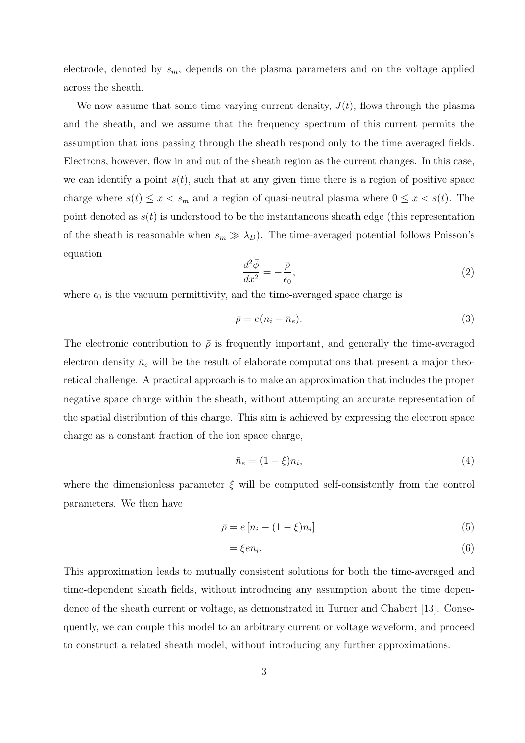electrode, denoted by $s_m$, depends on the plasma parameters and on the voltage applied across the sheath.

We now assume that some time varying current density, $J(t)$, flows through the plasma and the sheath, and we assume that the frequency spectrum of this current permits the assumption that ions passing through the sheath respond only to the time averaged fields. Electrons, however, flow in and out of the sheath region as the current changes. In this case, we can identify a point $s(t)$, such that at any given time there is a region of positive space charge where $s(t) \leq x < s_m$ and a region of quasi-neutral plasma where $0 \leq x < s(t)$. The point denoted as $s(t)$ is understood to be the instantaneous sheath edge (this representation of the sheath is reasonable when $s_m \gg \lambda_D$). The time-averaged potential follows Poisson's equation

$$\frac{d^2\bar{\phi}}{dx^2} = -\frac{\bar{\rho}}{\epsilon_0}, \tag{2}$$

where $\epsilon_0$ is the vacuum permittivity, and the time-averaged space charge is

$$\bar{\rho} = e(n_i - \bar{n}_e). \tag{3}$$

The electronic contribution to $\bar{\rho}$ is frequently important, and generally the time-averaged electron density $\bar{n}_e$ will be the result of elaborate computations that present a major theoretical challenge. A practical approach is to make an approximation that includes the proper negative space charge within the sheath, without attempting an accurate representation of the spatial distribution of this charge. This aim is achieved by expressing the electron space charge as a constant fraction of the ion space charge,

$$\bar{n}_e = (1 - \xi)n_i, \tag{4}$$

where the dimensionless parameter $\xi$ will be computed self-consistently from the control parameters. We then have

$$\bar{\rho} = e\left[n_i - (1 - \xi)n_i\right] \tag{5}$$

$$= \xi e n_i. \tag{6}$$

This approximation leads to mutually consistent solutions for both the time-averaged and time-dependent sheath fields, without introducing any assumption about the time dependence of the sheath current or voltage, as demonstrated in Turner and Chabert [13]. Consequently, we can couple this model to an arbitrary current or voltage waveform, and proceed to construct a related sheath model, without introducing any further approximations.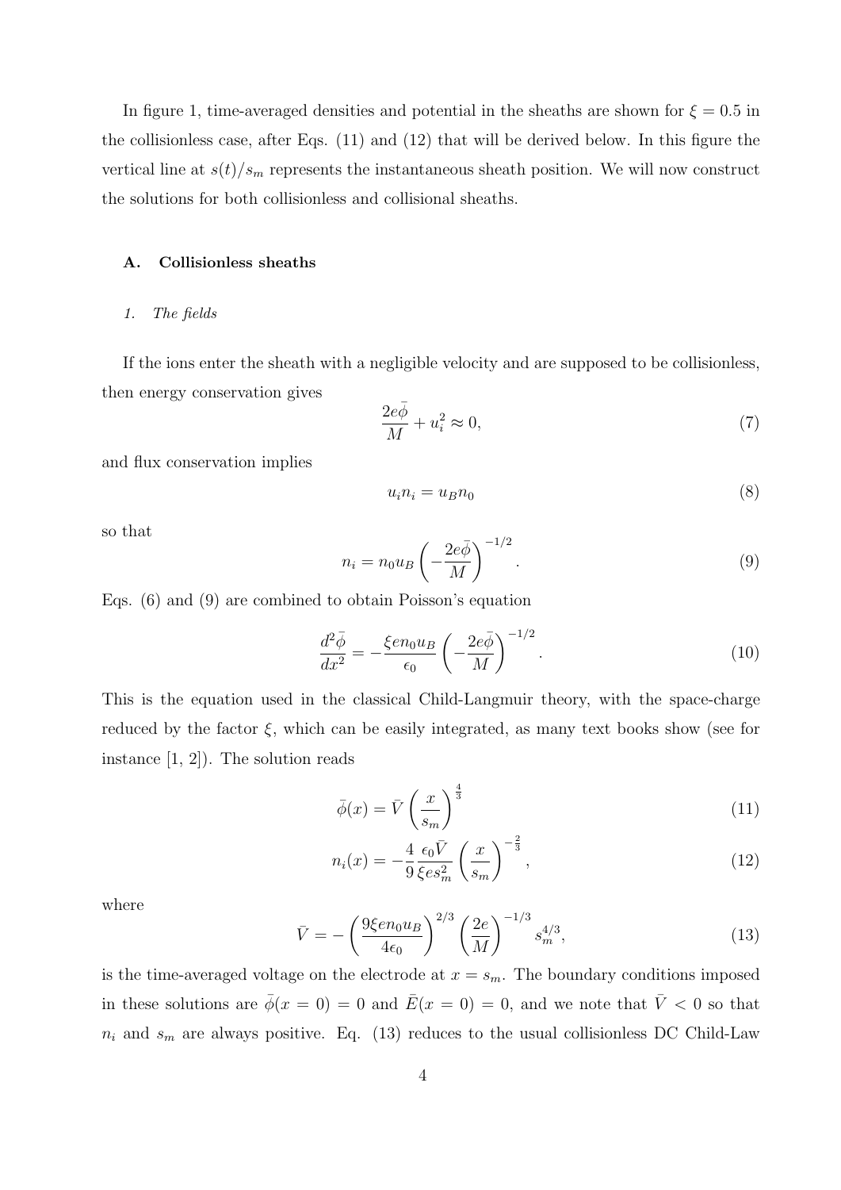In figure 1, time-averaged densities and potential in the sheaths are shown for $\xi = 0.5$ in the collisionless case, after Eqs. (11) and (12) that will be derived below. In this figure the vertical line at $s(t)/s_m$ represents the instantaneous sheath position. We will now construct the solutions for both collisionless and collisional sheaths.

### A. Collisionless sheaths

#### *1. The fields*

If the ions enter the sheath with a negligible velocity and are supposed to be collisionless, then energy conservation gives

$$\frac{2e\bar{\phi}}{M} + u_i^2 \approx 0, \tag{7}$$

and flux conservation implies

$$u_i n_i = u_B n_0 \tag{8}$$

so that

$$n_i = n_0 u_B \left( -\frac{2e\bar{\phi}}{M} \right)^{-1/2}. \tag{9}$$

Eqs. (6) and (9) are combined to obtain Poisson's equation

$$\frac{d^2\bar{\phi}}{dx^2} = -\frac{\xi e n_0 u_B}{\epsilon_0} \left( -\frac{2e\bar{\phi}}{M} \right)^{-1/2}. \tag{10}$$

This is the equation used in the classical Child-Langmuir theory, with the space-charge reduced by the factor $\xi$, which can be easily integrated, as many text books show (see for instance [1, 2]). The solution reads

$$\bar{\phi}(x) = \bar{V} \left( \frac{x}{s_m} \right)^{\frac{4}{3}} \tag{11}$$

$$n_i(x) = -\frac{4}{9} \frac{\epsilon_0 \bar{V}}{\xi e s_m^2} \left( \frac{x}{s_m} \right)^{-\frac{2}{3}}, \tag{12}$$

where

$$\bar{V} = -\left( \frac{9\xi e n_0 u_B}{4\epsilon_0} \right)^{2/3} \left( \frac{2e}{M} \right)^{-1/3} s_m^{4/3}, \tag{13}$$

is the time-averaged voltage on the electrode at $x = s_m$. The boundary conditions imposed in these solutions are $\bar{\phi}(x = 0) = 0$ and $\bar{E}(x = 0) = 0$, and we note that $\bar{V} < 0$ so that $n_i$ and $s_m$ are always positive. Eq. (13) reduces to the usual collisionless DC Child-Law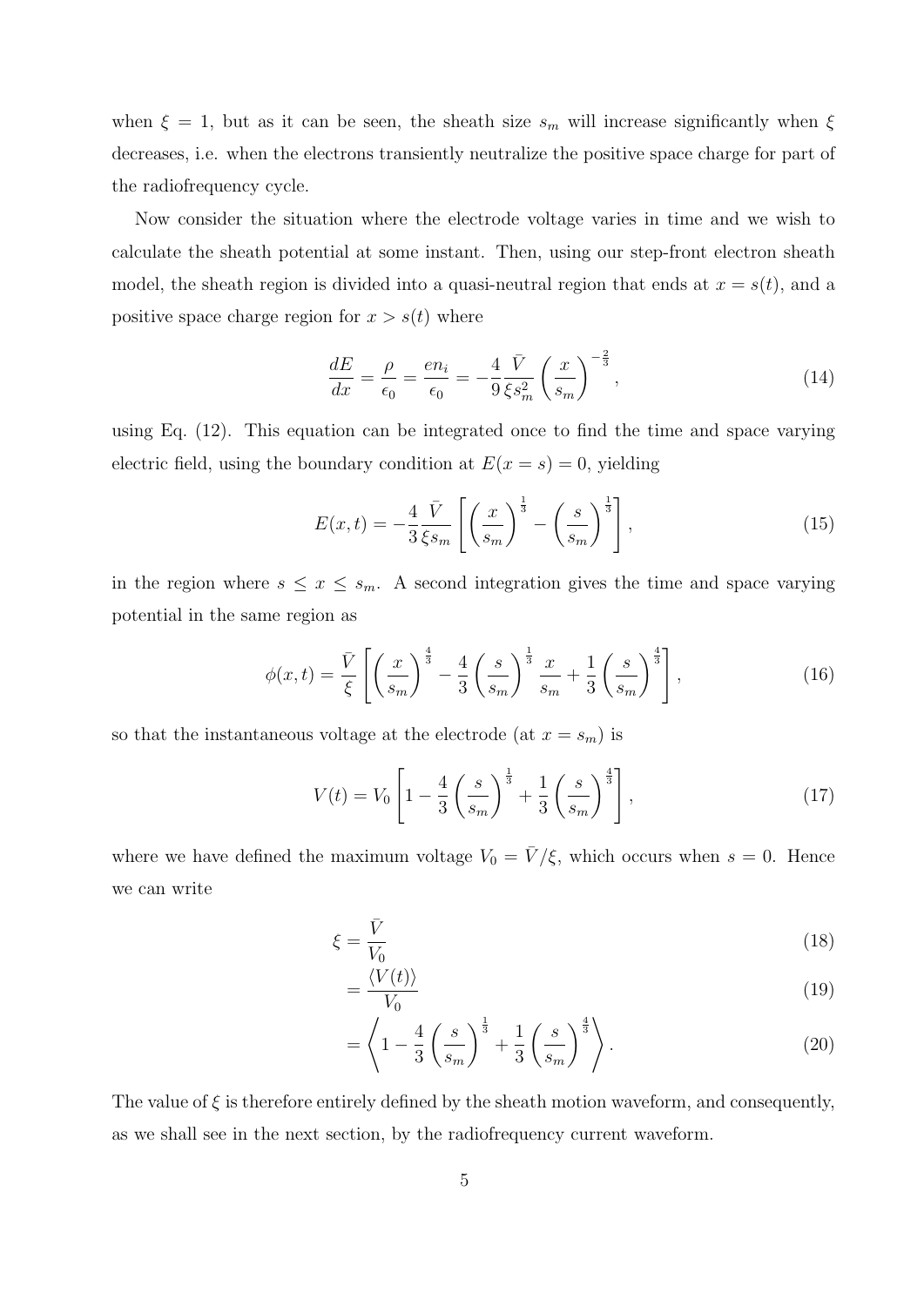when $\xi = 1$, but as it can be seen, the sheath size $s_m$ will increase significantly when $\xi$ decreases, i.e. when the electrons transiently neutralize the positive space charge for part of the radiofrequency cycle.

Now consider the situation where the electrode voltage varies in time and we wish to calculate the sheath potential at some instant. Then, using our step-front electron sheath model, the sheath region is divided into a quasi-neutral region that ends at $x = s(t)$, and a positive space charge region for $x > s(t)$ where

$$\frac{dE}{dx} = \frac{\rho}{\epsilon_0} = \frac{en_i}{\epsilon_0} = -\frac{4}{9}\frac{\bar{V}}{\xi s_m^2}\left(\frac{x}{s_m}\right)^{-\frac{2}{3}}, \tag{14}$$

using Eq. (12). This equation can be integrated once to find the time and space varying electric field, using the boundary condition at $E(x = s) = 0$, yielding

$$E(x,t) = -\frac{4}{3}\frac{\bar{V}}{\xi s_m}\left[\left(\frac{x}{s_m}\right)^{\frac{1}{3}} - \left(\frac{s}{s_m}\right)^{\frac{1}{3}}\right], \tag{15}$$

in the region where $s \leq x \leq s_m$. A second integration gives the time and space varying potential in the same region as

$$\phi(x,t) = \frac{\bar{V}}{\xi}\left[\left(\frac{x}{s_m}\right)^{\frac{4}{3}} - \frac{4}{3}\left(\frac{s}{s_m}\right)^{\frac{1}{3}}\frac{x}{s_m} + \frac{1}{3}\left(\frac{s}{s_m}\right)^{\frac{4}{3}}\right], \tag{16}$$

so that the instantaneous voltage at the electrode (at $x = s_m$) is

$$V(t) = V_0\left[1 - \frac{4}{3}\left(\frac{s}{s_m}\right)^{\frac{1}{3}} + \frac{1}{3}\left(\frac{s}{s_m}\right)^{\frac{4}{3}}\right], \tag{17}$$

where we have defined the maximum voltage $V_0 = \bar{V}/\xi$, which occurs when $s = 0$. Hence we can write

$$\xi = \frac{\bar{V}}{V_0} \tag{18}$$

$$= \frac{\langle V(t)\rangle}{V_0} \tag{19}$$

$$= \left\langle 1 - \frac{4}{3}\left(\frac{s}{s_m}\right)^{\frac{1}{3}} + \frac{1}{3}\left(\frac{s}{s_m}\right)^{\frac{4}{3}}\right\rangle. \tag{20}$$

The value of $\xi$ is therefore entirely defined by the sheath motion waveform, and consequently, as we shall see in the next section, by the radiofrequency current waveform.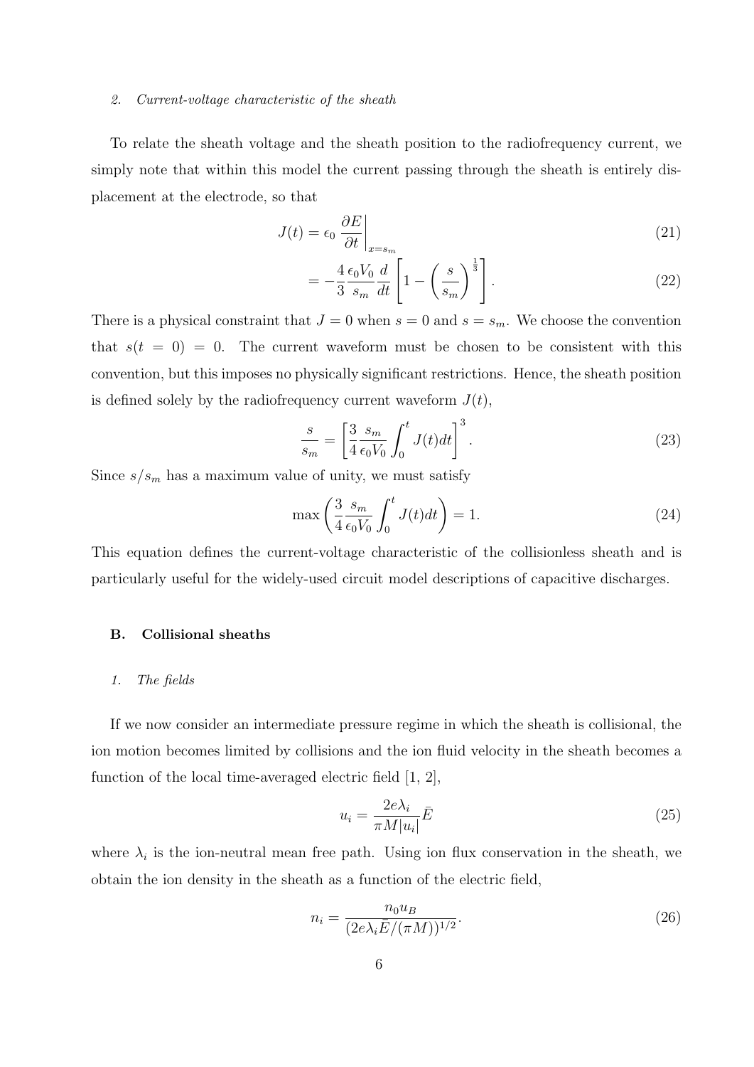### 2. Current-voltage characteristic of the sheath

To relate the sheath voltage and the sheath position to the radiofrequency current, we simply note that within this model the current passing through the sheath is entirely displacement at the electrode, so that

$$J(t) = \epsilon_0 \left.\frac{\partial E}{\partial t}\right|_{x=s_m} \tag{21}$$

$$= -\frac{4}{3}\frac{\epsilon_0 V_0}{s_m}\frac{d}{dt}\left[1 - \left(\frac{s}{s_m}\right)^{\frac{1}{3}}\right]. \tag{22}$$

There is a physical constraint that $J = 0$ when $s = 0$ and $s = s_m$. We choose the convention that $s(t = 0) = 0$. The current waveform must be chosen to be consistent with this convention, but this imposes no physically significant restrictions. Hence, the sheath position is defined solely by the radiofrequency current waveform $J(t)$,

$$\frac{s}{s_m} = \left[\frac{3}{4}\frac{s_m}{\epsilon_0 V_0}\int_0^t J(t)dt\right]^3. \tag{23}$$

Since $s/s_m$ has a maximum value of unity, we must satisfy

$$\max\left(\frac{3}{4}\frac{s_m}{\epsilon_0 V_0}\int_0^t J(t)dt\right) = 1. \tag{24}$$

This equation defines the current-voltage characteristic of the collisionless sheath and is particularly useful for the widely-used circuit model descriptions of capacitive discharges.

## B. Collisional sheaths

### 1. The fields

If we now consider an intermediate pressure regime in which the sheath is collisional, the ion motion becomes limited by collisions and the ion fluid velocity in the sheath becomes a function of the local time-averaged electric field [1, 2],

$$u_i = \frac{2e\lambda_i}{\pi M|u_i|}\bar{E} \tag{25}$$

where $\lambda_i$ is the ion-neutral mean free path. Using ion flux conservation in the sheath, we obtain the ion density in the sheath as a function of the electric field,

$$n_i = \frac{n_0 u_B}{(2e\lambda_i\bar{E}/(\pi M))^{1/2}}. \tag{26}$$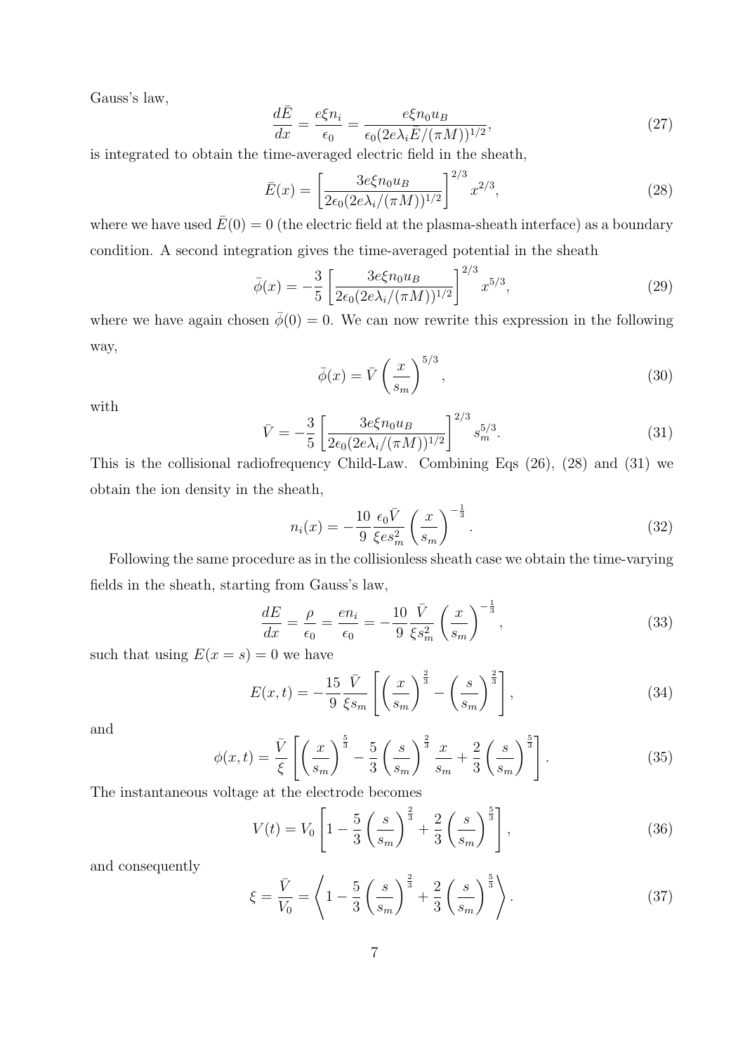Gauss's law,

$$\frac{d\bar{E}}{dx} = \frac{e\xi n_i}{\epsilon_0} = \frac{e\xi n_0 u_B}{\epsilon_0 (2e\lambda_i \bar{E}/(\pi M))^{1/2}}, \tag{27}$$

is integrated to obtain the time-averaged electric field in the sheath,

$$\bar{E}(x) = \left[\frac{3e\xi n_0 u_B}{2\epsilon_0 (2e\lambda_i/(\pi M))^{1/2}}\right]^{2/3} x^{2/3}, \tag{28}$$

where we have used $\bar{E}(0) = 0$ (the electric field at the plasma-sheath interface) as a boundary condition. A second integration gives the time-averaged potential in the sheath

$$\bar{\phi}(x) = -\frac{3}{5}\left[\frac{3e\xi n_0 u_B}{2\epsilon_0 (2e\lambda_i/(\pi M))^{1/2}}\right]^{2/3} x^{5/3}, \tag{29}$$

where we have again chosen $\bar{\phi}(0) = 0$. We can now rewrite this expression in the following way,

$$\bar{\phi}(x) = \bar{V}\left(\frac{x}{s_m}\right)^{5/3}, \tag{30}$$

with

$$\bar{V} = -\frac{3}{5}\left[\frac{3e\xi n_0 u_B}{2\epsilon_0 (2e\lambda_i/(\pi M))^{1/2}}\right]^{2/3} s_m^{5/3}. \tag{31}$$

This is the collisional radiofrequency Child-Law. Combining Eqs (26), (28) and (31) we obtain the ion density in the sheath,

$$n_i(x) = -\frac{10}{9}\frac{\epsilon_0 \bar{V}}{\xi e s_m^2}\left(\frac{x}{s_m}\right)^{-\frac{1}{3}}. \tag{32}$$

Following the same procedure as in the collisionless sheath case we obtain the time-varying fields in the sheath, starting from Gauss's law,

$$\frac{dE}{dx} = \frac{\rho}{\epsilon_0} = \frac{e n_i}{\epsilon_0} = -\frac{10}{9}\frac{\bar{V}}{\xi s_m^2}\left(\frac{x}{s_m}\right)^{-\frac{1}{3}}, \tag{33}$$

such that using $E(x = s) = 0$ we have

$$E(x,t) = -\frac{15}{9}\frac{\bar{V}}{\xi s_m}\left[\left(\frac{x}{s_m}\right)^{\frac{2}{3}} - \left(\frac{s}{s_m}\right)^{\frac{2}{3}}\right], \tag{34}$$

and

$$\phi(x,t) = \frac{\bar{V}}{\xi}\left[\left(\frac{x}{s_m}\right)^{\frac{5}{3}} - \frac{5}{3}\left(\frac{s}{s_m}\right)^{\frac{2}{3}}\frac{x}{s_m} + \frac{2}{3}\left(\frac{s}{s_m}\right)^{\frac{5}{3}}\right]. \tag{35}$$

The instantaneous voltage at the electrode becomes

$$V(t) = V_0\left[1 - \frac{5}{3}\left(\frac{s}{s_m}\right)^{\frac{2}{3}} + \frac{2}{3}\left(\frac{s}{s_m}\right)^{\frac{5}{3}}\right], \tag{36}$$

and consequently

$$\xi = \frac{\bar{V}}{V_0} = \left\langle 1 - \frac{5}{3}\left(\frac{s}{s_m}\right)^{\frac{2}{3}} + \frac{2}{3}\left(\frac{s}{s_m}\right)^{\frac{5}{3}}\right\rangle. \tag{37}$$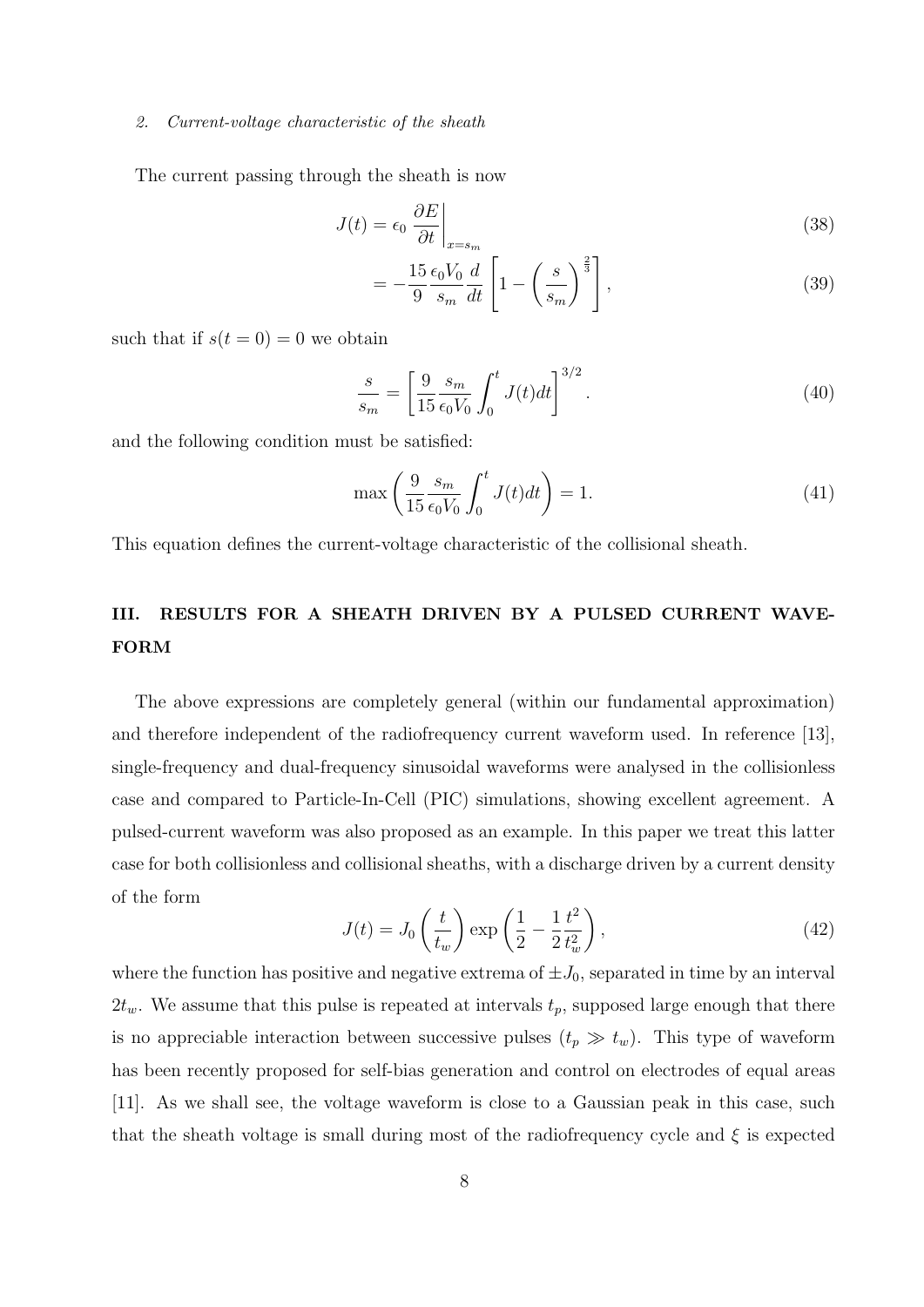*2. Current-voltage characteristic of the sheath*

The current passing through the sheath is now

$$J(t) = \epsilon_0 \left.\frac{\partial E}{\partial t}\right|_{x=s_m} \tag{38}$$

$$= -\frac{15}{9}\frac{\epsilon_0 V_0}{s_m}\frac{d}{dt}\left[1 - \left(\frac{s}{s_m}\right)^{\frac{2}{3}}\right], \tag{39}$$

such that if $s(t=0) = 0$ we obtain

$$\frac{s}{s_m} = \left[\frac{9}{15}\frac{s_m}{\epsilon_0 V_0}\int_0^t J(t)dt\right]^{3/2}. \tag{40}$$

and the following condition must be satisfied:

$$\max\left(\frac{9}{15}\frac{s_m}{\epsilon_0 V_0}\int_0^t J(t)dt\right) = 1. \tag{41}$$

This equation defines the current-voltage characteristic of the collisional sheath.

## III. RESULTS FOR A SHEATH DRIVEN BY A PULSED CURRENT WAVEFORM

The above expressions are completely general (within our fundamental approximation) and therefore independent of the radiofrequency current waveform used. In reference [13], single-frequency and dual-frequency sinusoidal waveforms were analysed in the collisionless case and compared to Particle-In-Cell (PIC) simulations, showing excellent agreement. A pulsed-current waveform was also proposed as an example. In this paper we treat this latter case for both collisionless and collisional sheaths, with a discharge driven by a current density of the form

$$J(t) = J_0\left(\frac{t}{t_w}\right)\exp\left(\frac{1}{2} - \frac{1}{2}\frac{t^2}{t_w^2}\right), \tag{42}$$

where the function has positive and negative extrema of $\pm J_0$, separated in time by an interval $2t_w$. We assume that this pulse is repeated at intervals $t_p$, supposed large enough that there is no appreciable interaction between successive pulses ($t_p \gg t_w$). This type of waveform has been recently proposed for self-bias generation and control on electrodes of equal areas [11]. As we shall see, the voltage waveform is close to a Gaussian peak in this case, such that the sheath voltage is small during most of the radiofrequency cycle and $\xi$ is expected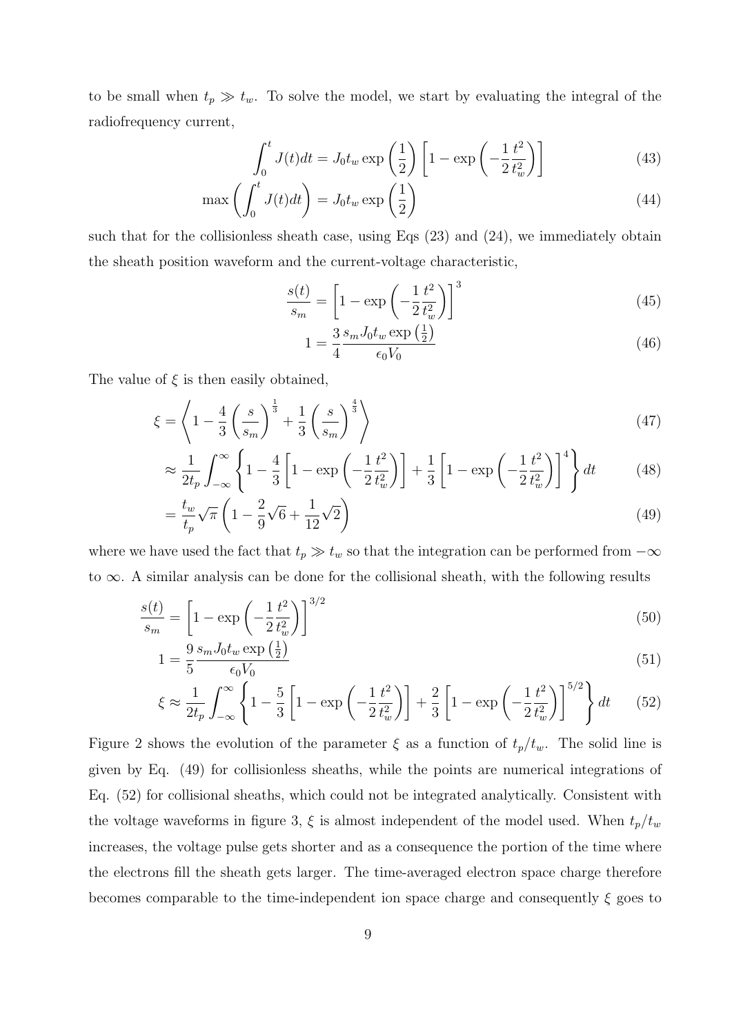to be small when $t_p \gg t_w$. To solve the model, we start by evaluating the integral of the radiofrequency current,

$$\int_0^t J(t)dt = J_0 t_w \exp\left(\frac{1}{2}\right)\left[1 - \exp\left(-\frac{1}{2}\frac{t^2}{t_w^2}\right)\right] \tag{43}$$

$$\max\left(\int_0^t J(t)dt\right) = J_0 t_w \exp\left(\frac{1}{2}\right) \tag{44}$$

such that for the collisionless sheath case, using Eqs (23) and (24), we immediately obtain the sheath position waveform and the current-voltage characteristic,

$$\frac{s(t)}{s_m} = \left[1 - \exp\left(-\frac{1}{2}\frac{t^2}{t_w^2}\right)\right]^3 \tag{45}$$

$$1 = \frac{3}{4}\frac{s_m J_0 t_w \exp\left(\frac{1}{2}\right)}{\epsilon_0 V_0} \tag{46}$$

The value of $\xi$ is then easily obtained,

$$\xi = \left\langle 1 - \frac{4}{3}\left(\frac{s}{s_m}\right)^{\frac{1}{3}} + \frac{1}{3}\left(\frac{s}{s_m}\right)^{\frac{4}{3}}\right\rangle \tag{47}$$

$$\approx \frac{1}{2t_p}\int_{-\infty}^{\infty}\left\{1 - \frac{4}{3}\left[1 - \exp\left(-\frac{1}{2}\frac{t^2}{t_w^2}\right)\right] + \frac{1}{3}\left[1 - \exp\left(-\frac{1}{2}\frac{t^2}{t_w^2}\right)\right]^4\right\}dt \tag{48}$$

$$= \frac{t_w}{t_p}\sqrt{\pi}\left(1 - \frac{2}{9}\sqrt{6} + \frac{1}{12}\sqrt{2}\right) \tag{49}$$

where we have used the fact that $t_p \gg t_w$ so that the integration can be performed from $-\infty$ to $\infty$. A similar analysis can be done for the collisional sheath, with the following results

$$\frac{s(t)}{s_m} = \left[1 - \exp\left(-\frac{1}{2}\frac{t^2}{t_w^2}\right)\right]^{3/2} \tag{50}$$

$$1 = \frac{9}{5}\frac{s_m J_0 t_w \exp\left(\frac{1}{2}\right)}{\epsilon_0 V_0} \tag{51}$$

$$\xi \approx \frac{1}{2t_p}\int_{-\infty}^{\infty}\left\{1 - \frac{5}{3}\left[1 - \exp\left(-\frac{1}{2}\frac{t^2}{t_w^2}\right)\right] + \frac{2}{3}\left[1 - \exp\left(-\frac{1}{2}\frac{t^2}{t_w^2}\right)\right]^{5/2}\right\}dt \tag{52}$$

Figure 2 shows the evolution of the parameter $\xi$ as a function of $t_p/t_w$. The solid line is given by Eq. (49) for collisionless sheaths, while the points are numerical integrations of Eq. (52) for collisional sheaths, which could not be integrated analytically. Consistent with the voltage waveforms in figure 3, $\xi$ is almost independent of the model used. When $t_p/t_w$ increases, the voltage pulse gets shorter and as a consequence the portion of the time where the electrons fill the sheath gets larger. The time-averaged electron space charge therefore becomes comparable to the time-independent ion space charge and consequently $\xi$ goes to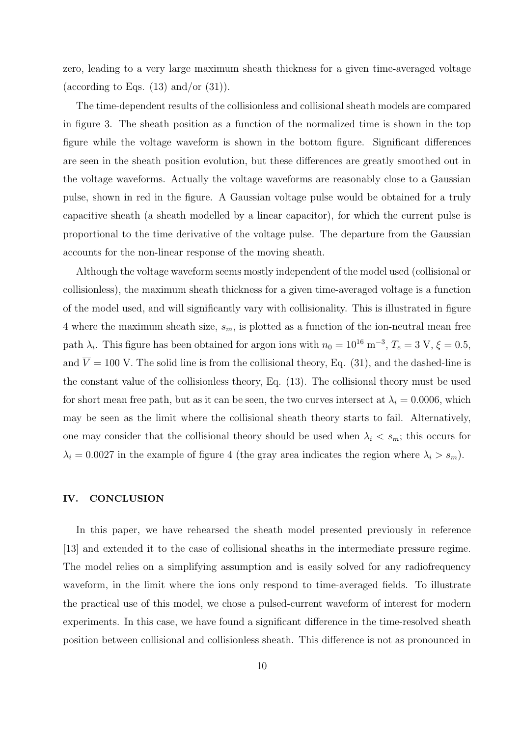zero, leading to a very large maximum sheath thickness for a given time-averaged voltage (according to Eqs. (13) and/or (31)).

The time-dependent results of the collisionless and collisional sheath models are compared in figure 3. The sheath position as a function of the normalized time is shown in the top figure while the voltage waveform is shown in the bottom figure. Significant differences are seen in the sheath position evolution, but these differences are greatly smoothed out in the voltage waveforms. Actually the voltage waveforms are reasonably close to a Gaussian pulse, shown in red in the figure. A Gaussian voltage pulse would be obtained for a truly capacitive sheath (a sheath modelled by a linear capacitor), for which the current pulse is proportional to the time derivative of the voltage pulse. The departure from the Gaussian accounts for the non-linear response of the moving sheath.

Although the voltage waveform seems mostly independent of the model used (collisional or collisionless), the maximum sheath thickness for a given time-averaged voltage is a function of the model used, and will significantly vary with collisionality. This is illustrated in figure 4 where the maximum sheath size, $s_m$, is plotted as a function of the ion-neutral mean free path $\lambda_i$. This figure has been obtained for argon ions with $n_0 = 10^{16}$ m$^{-3}$, $T_e = 3$ V, $\xi = 0.5$, and $\overline{V} = 100$ V. The solid line is from the collisional theory, Eq. (31), and the dashed-line is the constant value of the collisionless theory, Eq. (13). The collisional theory must be used for short mean free path, but as it can be seen, the two curves intersect at $\lambda_i = 0.0006$, which may be seen as the limit where the collisional sheath theory starts to fail. Alternatively, one may consider that the collisional theory should be used when $\lambda_i < s_m$; this occurs for $\lambda_i = 0.0027$ in the example of figure 4 (the gray area indicates the region where $\lambda_i > s_m$).

## IV. CONCLUSION

In this paper, we have rehearsed the sheath model presented previously in reference [13] and extended it to the case of collisional sheaths in the intermediate pressure regime. The model relies on a simplifying assumption and is easily solved for any radiofrequency waveform, in the limit where the ions only respond to time-averaged fields. To illustrate the practical use of this model, we chose a pulsed-current waveform of interest for modern experiments. In this case, we have found a significant difference in the time-resolved sheath position between collisional and collisionless sheath. This difference is not as pronounced in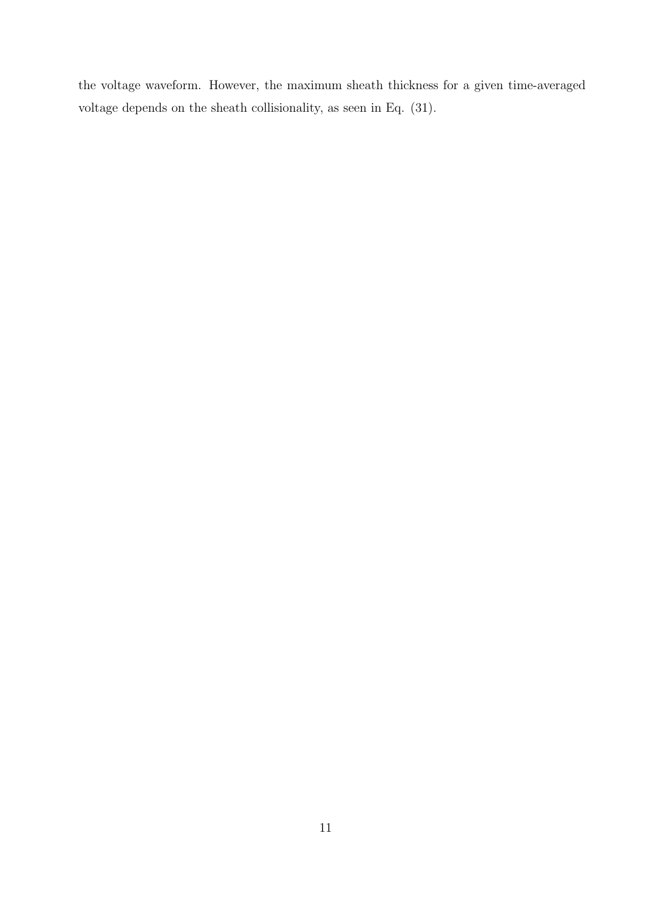the voltage waveform. However, the maximum sheath thickness for a given time-averaged voltage depends on the sheath collisionality, as seen in Eq. (31).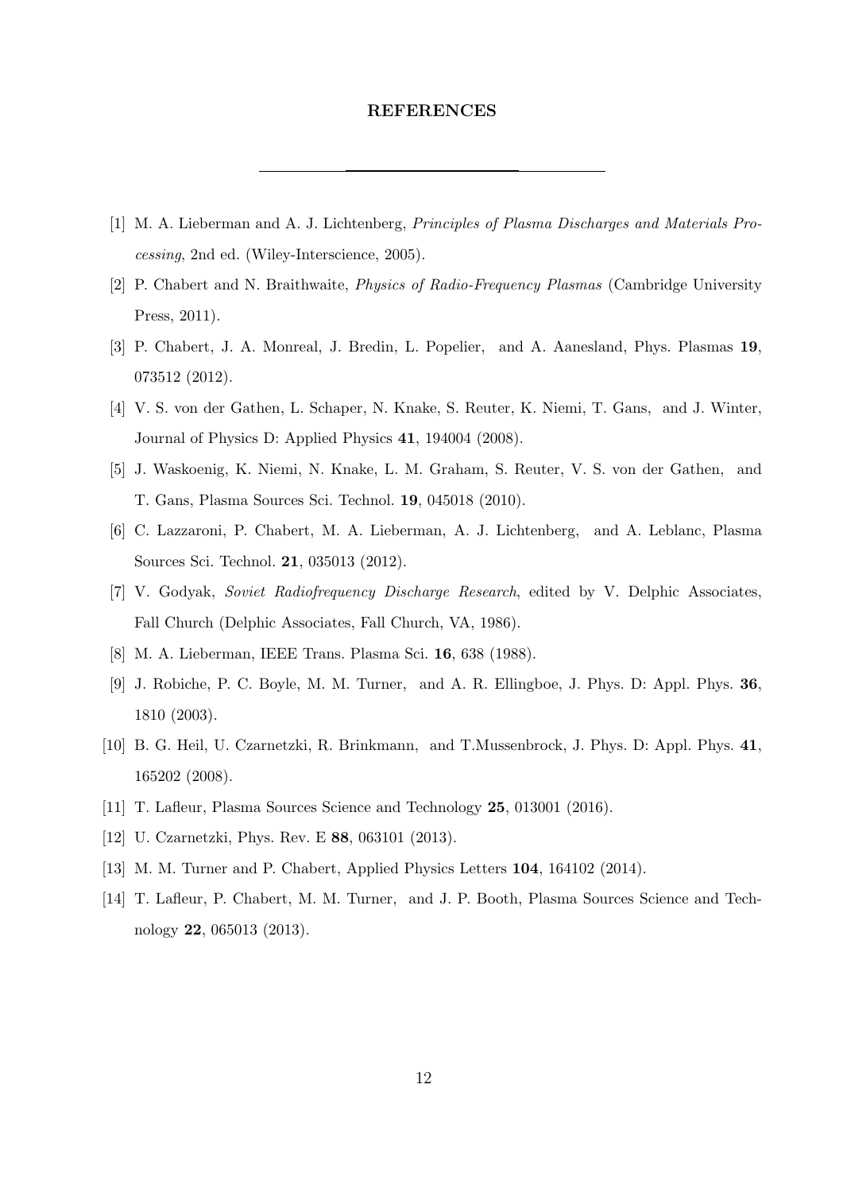## REFERENCES

[1] M. A. Lieberman and A. J. Lichtenberg, *Principles of Plasma Discharges and Materials Processing*, 2nd ed. (Wiley-Interscience, 2005).

[2] P. Chabert and N. Braithwaite, *Physics of Radio-Frequency Plasmas* (Cambridge University Press, 2011).

[3] P. Chabert, J. A. Monreal, J. Bredin, L. Popelier, and A. Aanesland, Phys. Plasmas **19**, 073512 (2012).

[4] V. S. von der Gathen, L. Schaper, N. Knake, S. Reuter, K. Niemi, T. Gans, and J. Winter, Journal of Physics D: Applied Physics **41**, 194004 (2008).

[5] J. Waskoenig, K. Niemi, N. Knake, L. M. Graham, S. Reuter, V. S. von der Gathen, and T. Gans, Plasma Sources Sci. Technol. **19**, 045018 (2010).

[6] C. Lazzaroni, P. Chabert, M. A. Lieberman, A. J. Lichtenberg, and A. Leblanc, Plasma Sources Sci. Technol. **21**, 035013 (2012).

[7] V. Godyak, *Soviet Radiofrequency Discharge Research*, edited by V. Delphic Associates, Fall Church (Delphic Associates, Fall Church, VA, 1986).

[8] M. A. Lieberman, IEEE Trans. Plasma Sci. **16**, 638 (1988).

[9] J. Robiche, P. C. Boyle, M. M. Turner, and A. R. Ellingboe, J. Phys. D: Appl. Phys. **36**, 1810 (2003).

[10] B. G. Heil, U. Czarnetzki, R. Brinkmann, and T.Mussenbrock, J. Phys. D: Appl. Phys. **41**, 165202 (2008).

[11] T. Lafleur, Plasma Sources Science and Technology **25**, 013001 (2016).

[12] U. Czarnetzki, Phys. Rev. E **88**, 063101 (2013).

[13] M. M. Turner and P. Chabert, Applied Physics Letters **104**, 164102 (2014).

[14] T. Lafleur, P. Chabert, M. M. Turner, and J. P. Booth, Plasma Sources Science and Technology **22**, 065013 (2013).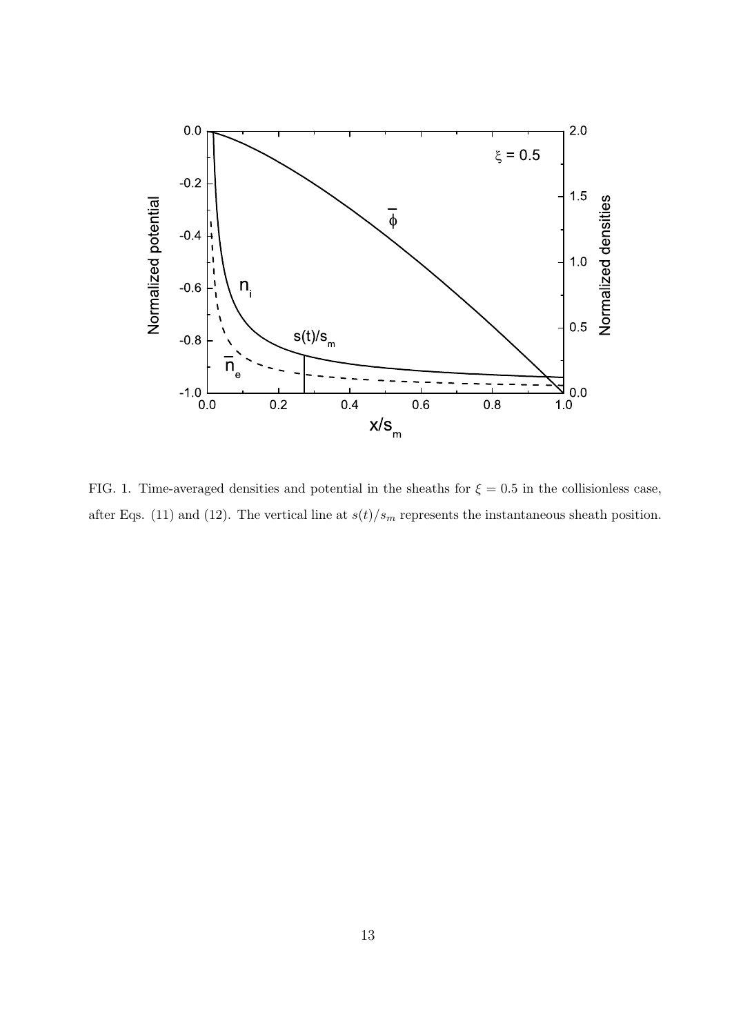FIG. 1. Time-averaged densities and potential in the sheaths for $\xi = 0.5$ in the collisionless case, after Eqs. (11) and (12). The vertical line at $s(t)/s_m$ represents the instantaneous sheath position.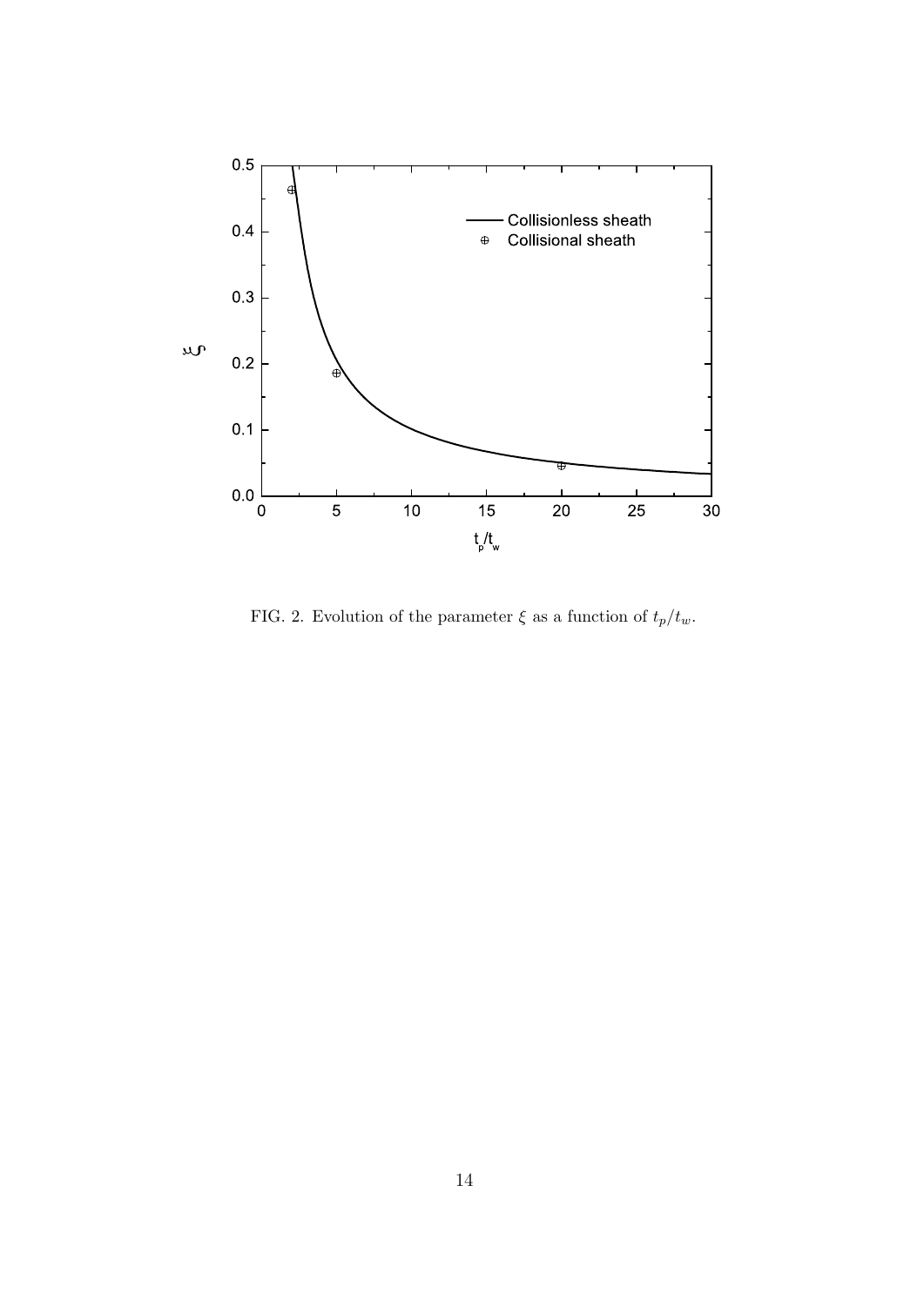FIG. 2. Evolution of the parameter $\xi$ as a function of $t_p/t_w$.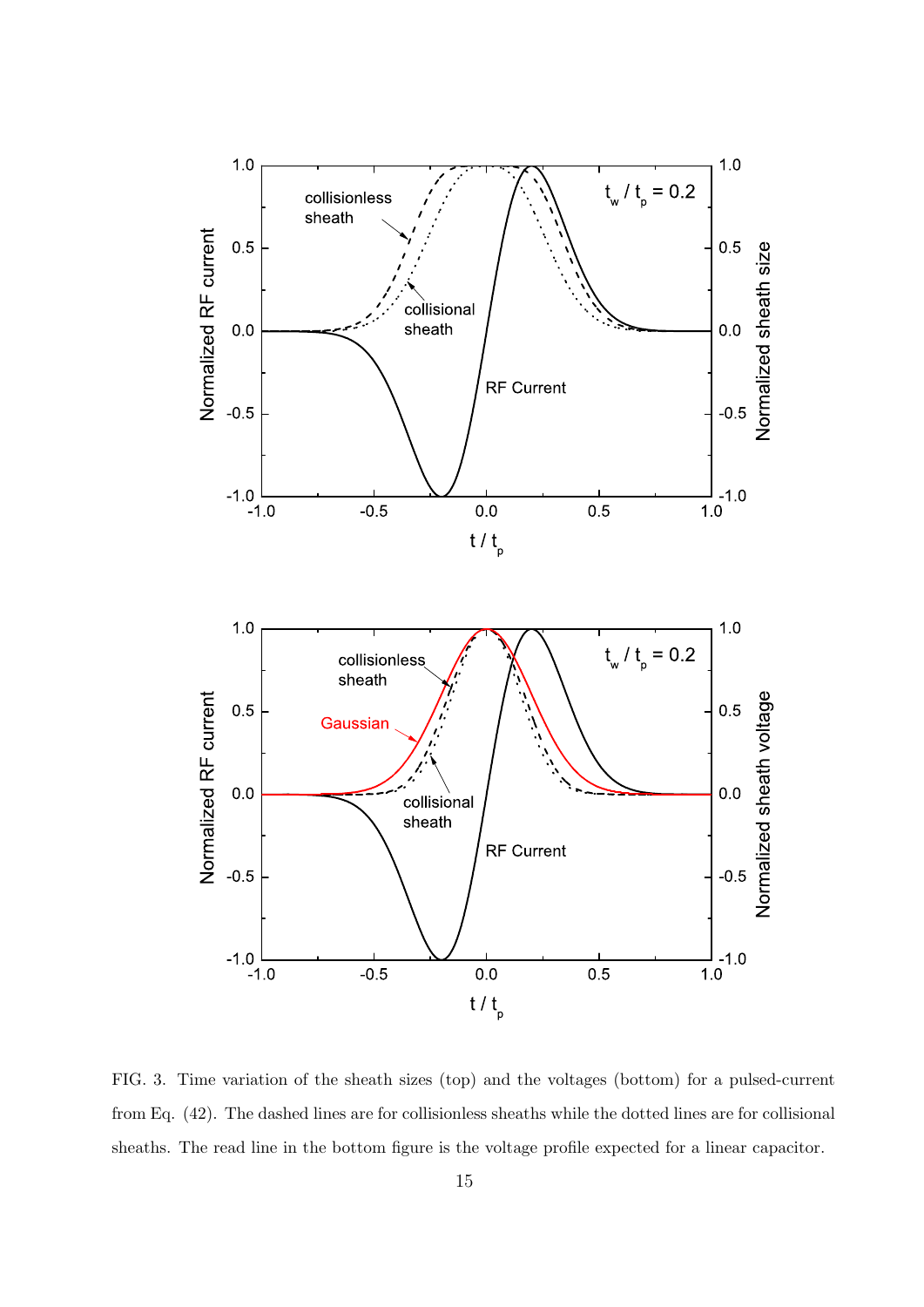FIG. 3. Time variation of the sheath sizes (top) and the voltages (bottom) for a pulsed-current from Eq. (42). The dashed lines are for collisionless sheaths while the dotted lines are for collisional sheaths. The read line in the bottom figure is the voltage profile expected for a linear capacitor.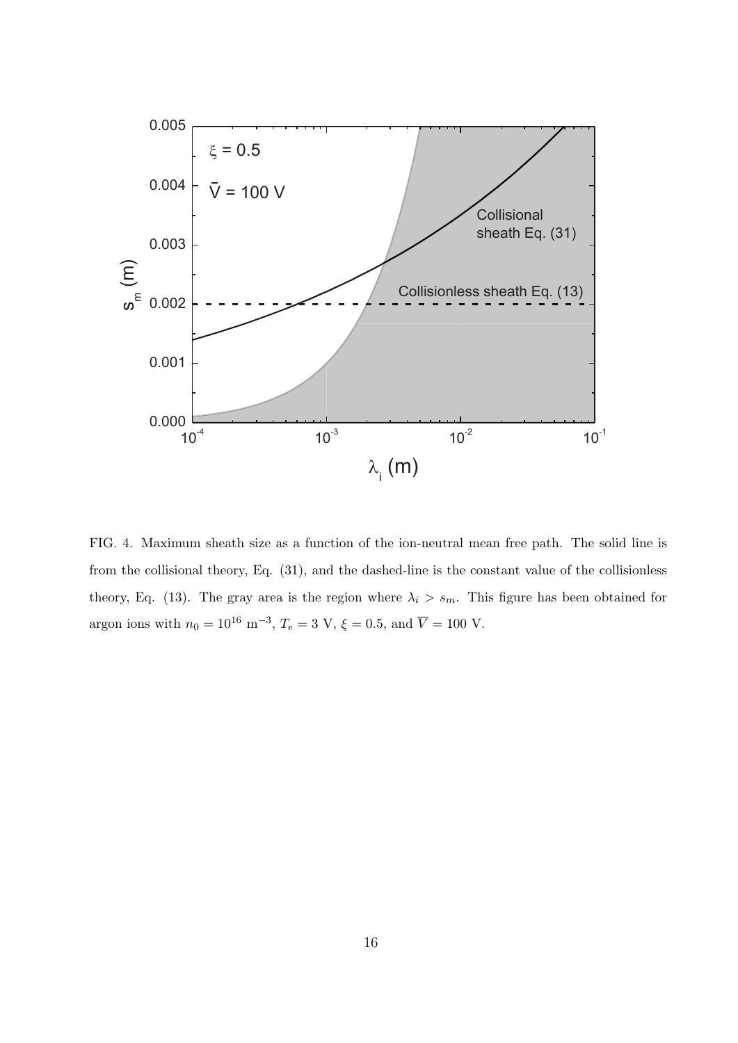$\xi = 0.5$

$\bar{V} = 100$ V

0.005
0.004
0.003
0.002
0.001
0.000

$s_m$ (m)

$10^{-4}$
$10^{-3}$
$10^{-2}$
$10^{-1}$

$\lambda_i$ (m)

Collisional sheath Eq. (31)

Collisionless sheath Eq. (13)

FIG. 4. Maximum sheath size as a function of the ion-neutral mean free path. The solid line is from the collisional theory, Eq. (31), and the dashed-line is the constant value of the collisionless theory, Eq. (13). The gray area is the region where $\lambda_i > s_m$. This figure has been obtained for argon ions with $n_0 = 10^{16}$ m$^{-3}$, $T_e = 3$ V, $\xi = 0.5$, and $\overline{V} = 100$ V.